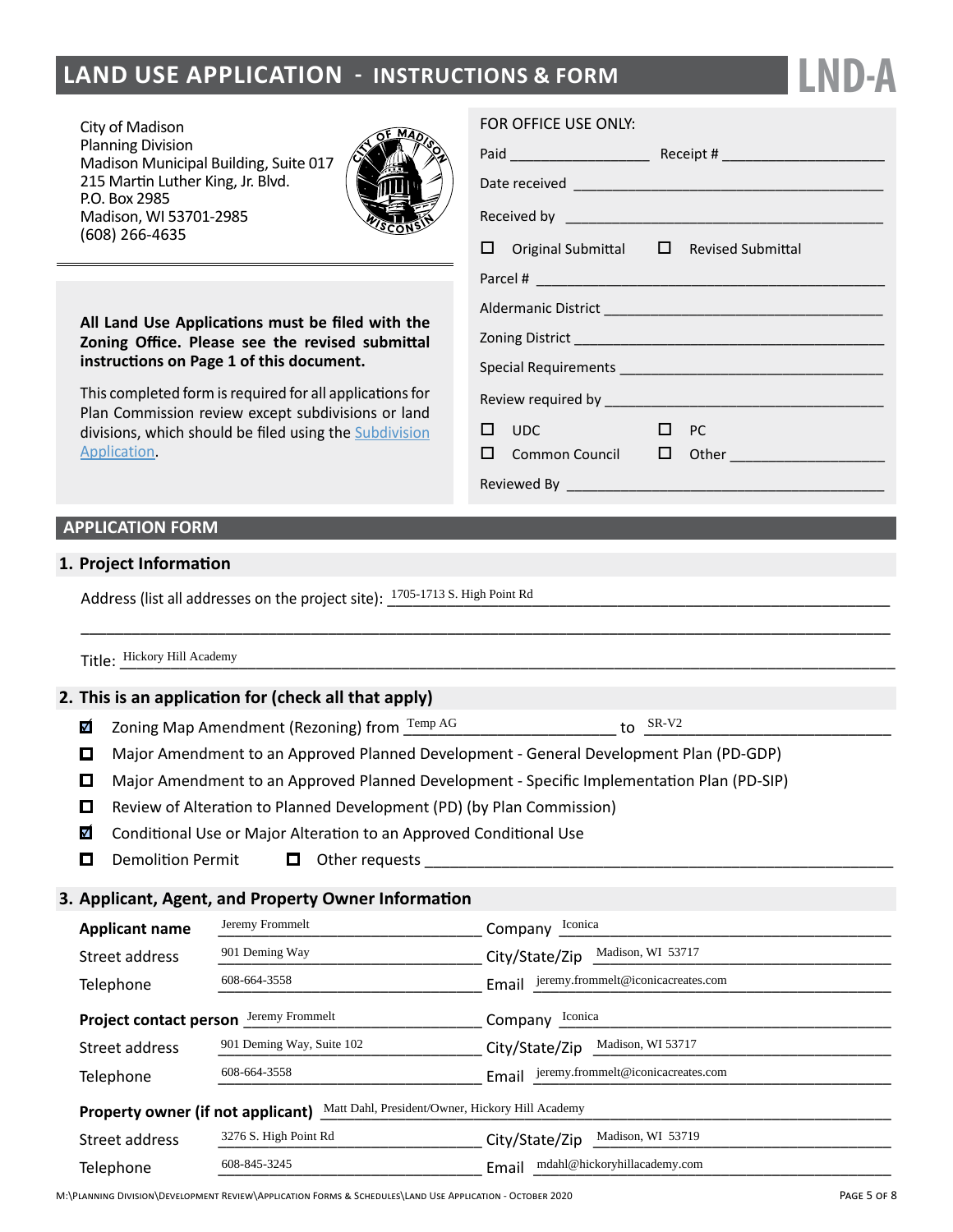# LAND USE APPLICATION - INSTRUCTIONS & FORM

**LND-A**

City of Madison
Planning Division
Madison Municipal Building, Suite 017
215 Martin Luther King, Jr. Blvd.
P.O. Box 2985
Madison, WI 53701-2985
(608) 266-4635

**All Land Use Applications must be filed with the Zoning Office. Please see the revised submittal instructions on Page 1 of this document.**

This completed form is required for all applications for Plan Commission review except subdivisions or land divisions, which should be filed using the Subdivision Application.

FOR OFFICE USE ONLY:

Paid ________________ Receipt # ____________________

Date received ____________________________________

Received by ______________________________________

☐ Original Submittal ☐ Revised Submittal

Parcel # _________________________________________

Aldermanic District ________________________________

Zoning District ____________________________________

Special Requirements ______________________________

Review required by ________________________________

☐ UDC ☐ PC

☐ Common Council ☐ Other ____________________

Reviewed By ______________________________________

## APPLICATION FORM

### 1. Project Information

Address (list all addresses on the project site): 1705-1713 S. High Point Rd

Title: Hickory Hill Academy

### 2. This is an application for (check all that apply)

- ☑ Zoning Map Amendment (Rezoning) from Temp AG to SR-V2
- ☐ Major Amendment to an Approved Planned Development - General Development Plan (PD-GDP)
- ☐ Major Amendment to an Approved Planned Development - Specific Implementation Plan (PD-SIP)
- ☐ Review of Alteration to Planned Development (PD) (by Plan Commission)
- ☑ Conditional Use or Major Alteration to an Approved Conditional Use
- ☐ Demolition Permit ☐ Other requests ______________________

### 3. Applicant, Agent, and Property Owner Information

**Applicant name** Jeremy Frommelt — Company Iconica
Street address 901 Deming Way — City/State/Zip Madison, WI 53717
Telephone 608-664-3558 — Email jeremy.frommelt@iconicacreates.com

**Project contact person** Jeremy Frommelt — Company Iconica
Street address 901 Deming Way, Suite 102 — City/State/Zip Madison, WI 53717
Telephone 608-664-3558 — Email jeremy.frommelt@iconicacreates.com

**Property owner (if not applicant)** Matt Dahl, President/Owner, Hickory Hill Academy
Street address 3276 S. High Point Rd — City/State/Zip Madison, WI 53719
Telephone 608-845-3245 — Email mdahl@hickoryhillacademy.com

M:\Planning Division\Development Review\Application Forms & Schedules\Land Use Application - October 2020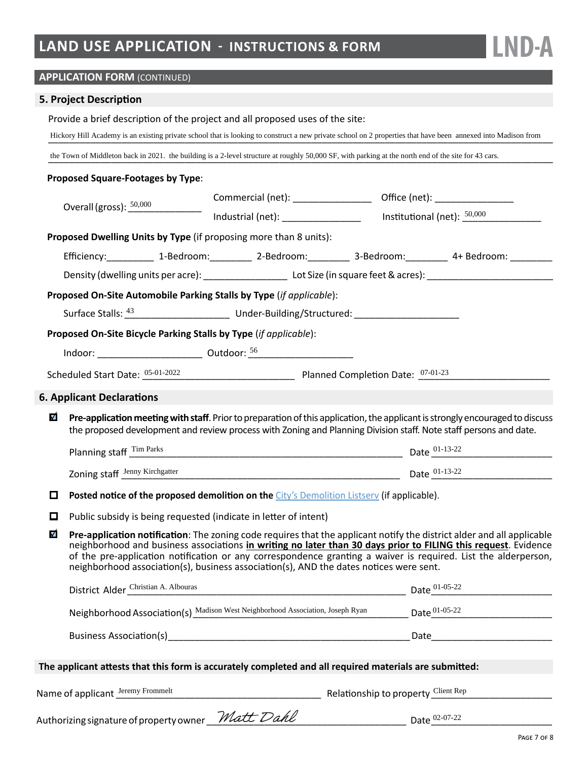# LAND USE APPLICATION - INSTRUCTIONS & FORM

**LND-A**

## APPLICATION FORM (CONTINUED)

### 5. Project Description

Provide a brief description of the project and all proposed uses of the site:

Hickory Hill Academy is an existing private school that is looking to construct a new private school on 2 properties that have been annexed into Madison from the Town of Middleton back in 2021. the building is a 2-level structure at roughly 50,000 SF, with parking at the north end of the site for 43 cars.

**Proposed Square-Footages by Type**:

Overall (gross): 50,000

Commercial (net): ______ Office (net): ______

Industrial (net): ______ Institutional (net): 50,000

**Proposed Dwelling Units by Type** (if proposing more than 8 units):

Efficiency: ______ 1-Bedroom: ______ 2-Bedroom: ______ 3-Bedroom: ______ 4+ Bedroom: ______

Density (dwelling units per acre): ______ Lot Size (in square feet & acres): ______

**Proposed On-Site Automobile Parking Stalls by Type** (*if applicable*):

Surface Stalls: 43 Under-Building/Structured: ______

**Proposed On-Site Bicycle Parking Stalls by Type** (*if applicable*):

Indoor: ______ Outdoor: 56

Scheduled Start Date: 05-01-2022 Planned Completion Date: 07-01-23

### 6. Applicant Declarations

☑ **Pre-application meeting with staff**. Prior to preparation of this application, the applicant is strongly encouraged to discuss the proposed development and review process with Zoning and Planning Division staff. Note staff persons and date.

Planning staff Tim Parks Date 01-13-22

Zoning staff Jenny Kirchgatter Date 01-13-22

☐ **Posted notice of the proposed demolition on the** City's Demolition Listserv (if applicable).

☐ Public subsidy is being requested (indicate in letter of intent)

☑ **Pre-application notification**: The zoning code requires that the applicant notify the district alder and all applicable neighborhood and business associations **in writing no later than 30 days prior to FILING this request**. Evidence of the pre-application notification or any correspondence granting a waiver is required. List the alderperson, neighborhood association(s), business association(s), AND the dates notices were sent.

District Alder Christian A. Albouras Date 01-05-22

Neighborhood Association(s) Madison West Neighborhood Association, Joseph Ryan Date 01-05-22

Business Association(s) ______ Date ______

**The applicant attests that this form is accurately completed and all required materials are submitted:**

Name of applicant Jeremy Frommelt Relationship to property Client Rep

Authorizing signature of property owner *Matt Dahl* Date 02-07-22